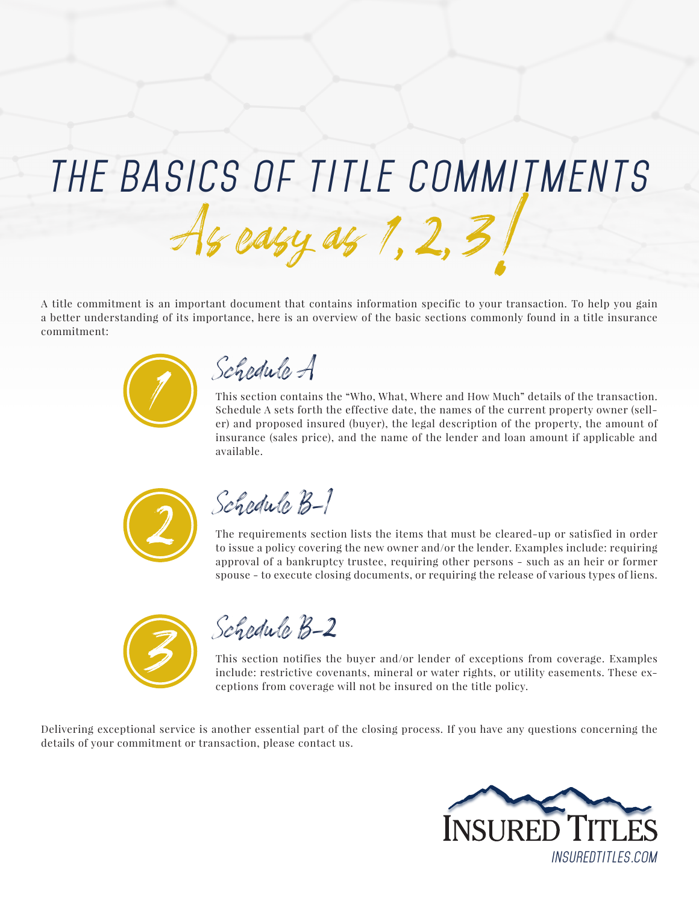# THE BASICS OF TITLE COMMITMENTS

## *As easy as 1, 2, 3!*

A title commitment is an important document that contains information specific to your transaction. To help you gain a better understanding of its importance, here is an overview of the basic sections commonly found in a title insurance commitment:

### 1 Schedule A

This section contains the "Who, What, Where and How Much" details of the transaction. Schedule A sets forth the effective date, the names of the current property owner (seller) and proposed insured (buyer), the legal description of the property, the amount of insurance (sales price), and the name of the lender and loan amount if applicable and available.

### 2 Schedule B-1

The requirements section lists the items that must be cleared-up or satisfied in order to issue a policy covering the new owner and/or the lender. Examples include: requiring approval of a bankruptcy trustee, requiring other persons - such as an heir or former spouse - to execute closing documents, or requiring the release of various types of liens.

### 3 Schedule B-2

This section notifies the buyer and/or lender of exceptions from coverage. Examples include: restrictive covenants, mineral or water rights, or utility easements. These exceptions from coverage will not be insured on the title policy.

Delivering exceptional service is another essential part of the closing process. If you have any questions concerning the details of your commitment or transaction, please contact us.

INSURED TITLES

INSUREDTITLES.COM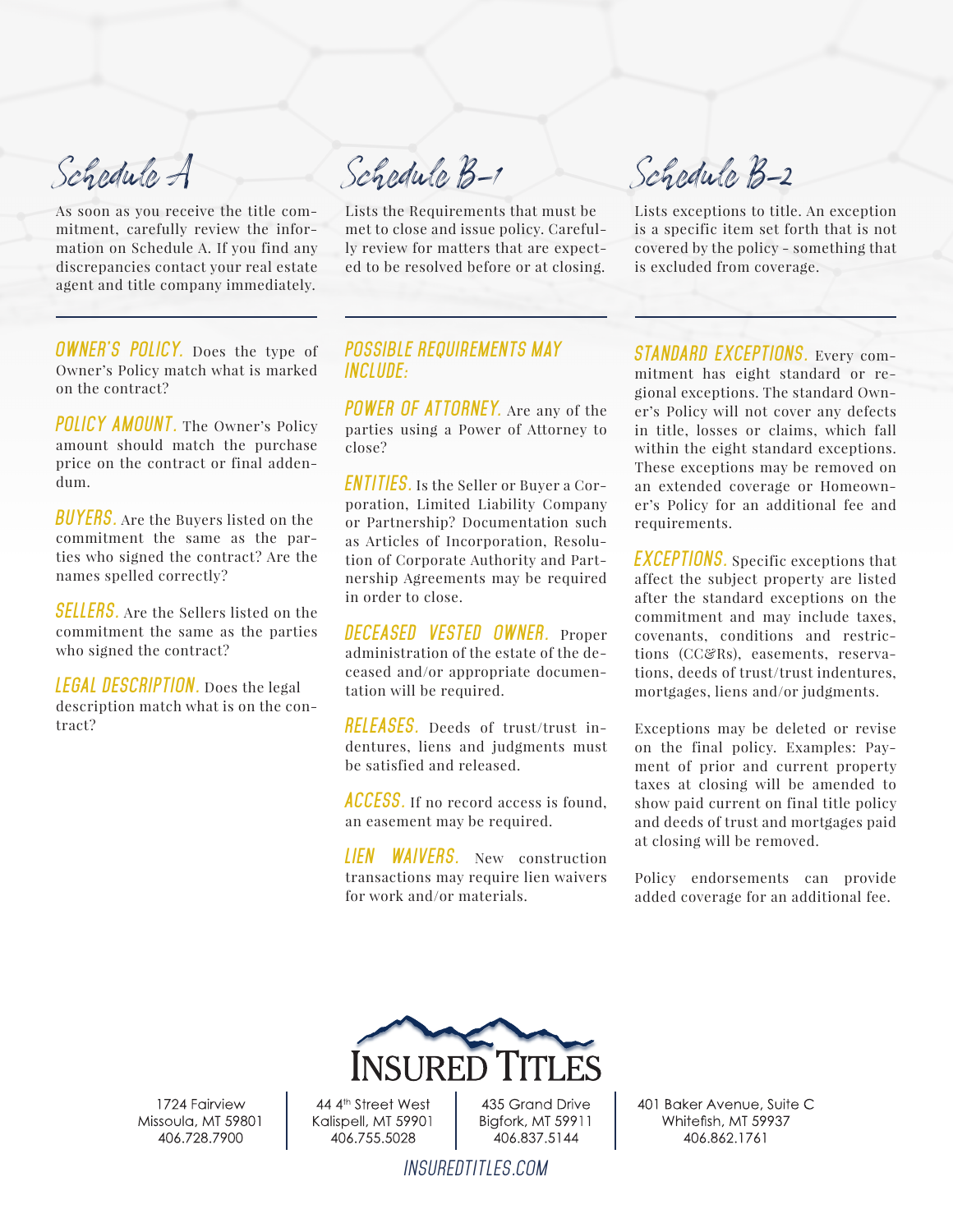## Schedule A

As soon as you receive the title commitment, carefully review the information on Schedule A. If you find any discrepancies contact your real estate agent and title company immediately.

**OWNER'S POLICY.** Does the type of Owner's Policy match what is marked on the contract?

**POLICY AMOUNT.** The Owner's Policy amount should match the purchase price on the contract or final addendum.

**BUYERS.** Are the Buyers listed on the commitment the same as the parties who signed the contract? Are the names spelled correctly?

**SELLERS.** Are the Sellers listed on the commitment the same as the parties who signed the contract?

**LEGAL DESCRIPTION.** Does the legal description match what is on the contract?

## Schedule B-1

Lists the Requirements that must be met to close and issue policy. Carefully review for matters that are expected to be resolved before or at closing.

### POSSIBLE REQUIREMENTS MAY INCLUDE:

**POWER OF ATTORNEY.** Are any of the parties using a Power of Attorney to close?

**ENTITIES.** Is the Seller or Buyer a Corporation, Limited Liability Company or Partnership? Documentation such as Articles of Incorporation, Resolution of Corporate Authority and Partnership Agreements may be required in order to close.

**DECEASED VESTED OWNER.** Proper administration of the estate of the deceased and/or appropriate documentation will be required.

**RELEASES.** Deeds of trust/trust indentures, liens and judgments must be satisfied and released.

**ACCESS.** If no record access is found, an easement may be required.

**LIEN WAIVERS.** New construction transactions may require lien waivers for work and/or materials.

## Schedule B-2

Lists exceptions to title. An exception is a specific item set forth that is not covered by the policy - something that is excluded from coverage.

**STANDARD EXCEPTIONS.** Every commitment has eight standard or regional exceptions. The standard Owner's Policy will not cover any defects in title, losses or claims, which fall within the eight standard exceptions. These exceptions may be removed on an extended coverage or Homeowner's Policy for an additional fee and requirements.

**EXCEPTIONS.** Specific exceptions that affect the subject property are listed after the standard exceptions on the commitment and may include taxes, covenants, conditions and restrictions (CC&Rs), easements, reservations, deeds of trust/trust indentures, mortgages, liens and/or judgments.

Exceptions may be deleted or revise on the final policy. Examples: Payment of prior and current property taxes at closing will be amended to show paid current on final title policy and deeds of trust and mortgages paid at closing will be removed.

Policy endorsements can provide added coverage for an additional fee.

INSURED TITLES

1724 Fairview
Missoula, MT 59801
406.728.7900

44 4th Street West
Kalispell, MT 59901
406.755.5028

435 Grand Drive
Bigfork, MT 59911
406.837.5144

401 Baker Avenue, Suite C
Whitefish, MT 59937
406.862.1761

INSUREDTITLES.COM